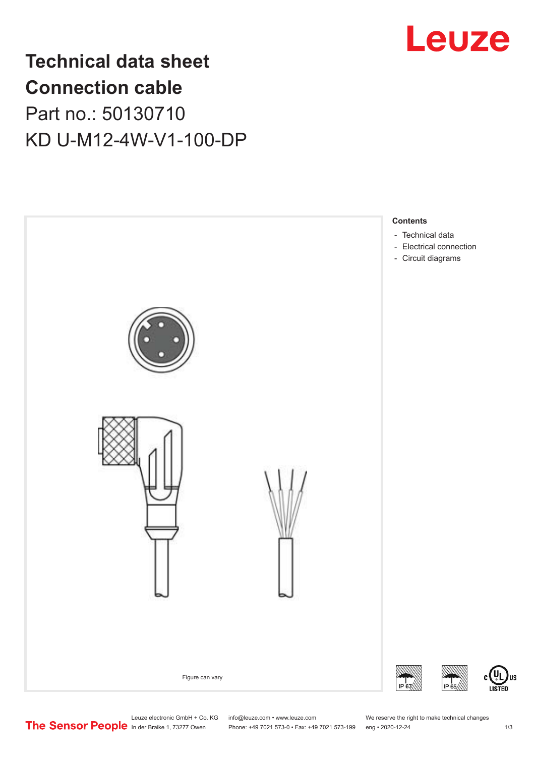# Technical data sheet Connection cable

Part no.: 50130710

KD U-M12-4W-V1-100-DP

Figure can vary

**Contents**

- Technical data
- Electrical connection
- Circuit diagrams

Leuze electronic GmbH + Co. KG
In der Braike 1, 73277 Owen

info@leuze.com • www.leuze.com
Phone: +49 7021 573-0 • Fax: +49 7021 573-199

We reserve the right to make technical changes
eng • 2020-12-24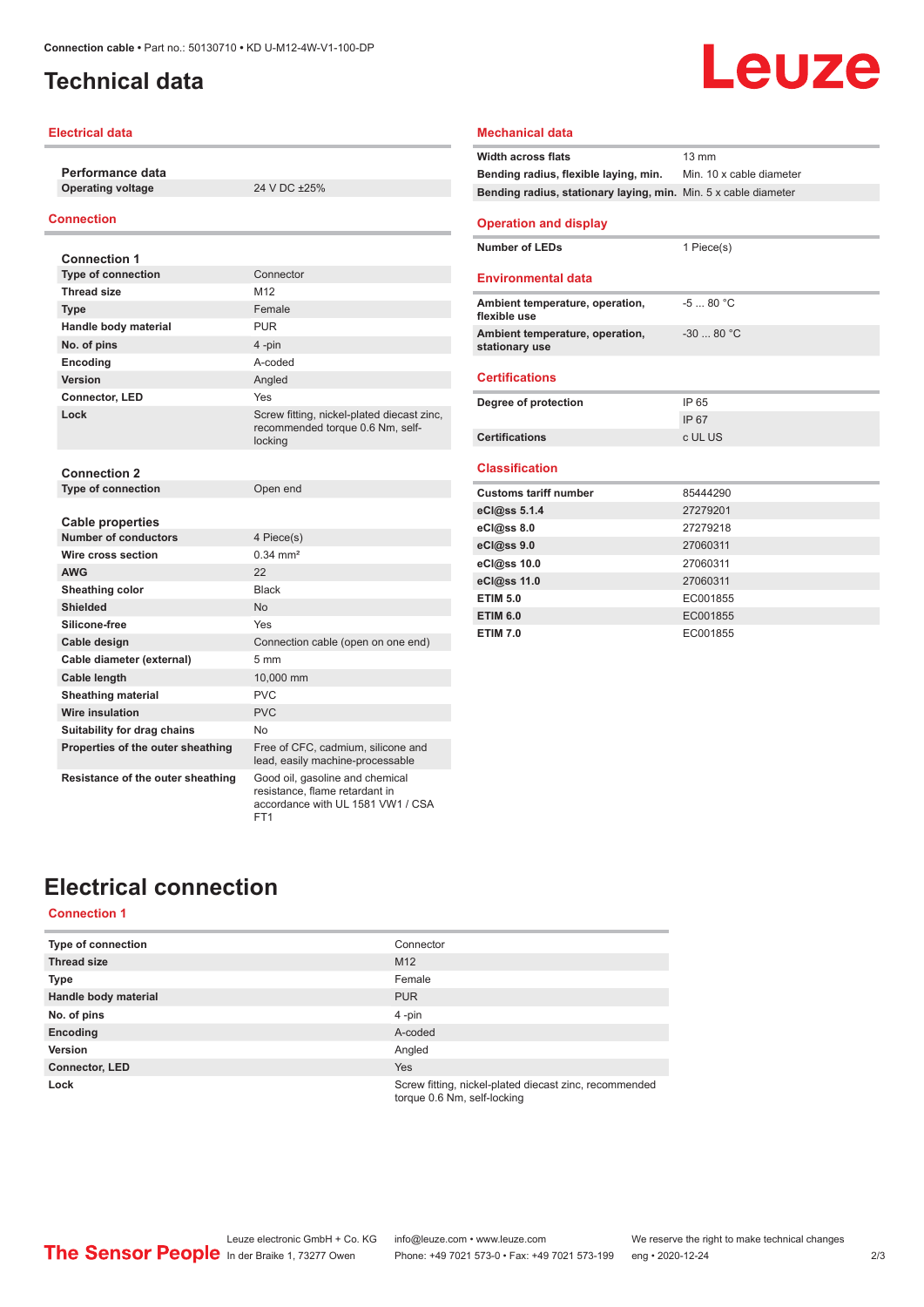# Technical data

## Electrical data

| Performance data | |
|---|---|
| Operating voltage | 24 V DC ±25% |

## Connection

| Connection 1 | |
|---|---|
| Type of connection | Connector |
| Thread size | M12 |
| Type | Female |
| Handle body material | PUR |
| No. of pins | 4 -pin |
| Encoding | A-coded |
| Version | Angled |
| Connector, LED | Yes |
| Lock | Screw fitting, nickel-plated diecast zinc, recommended torque 0.6 Nm, self-locking |

| Connection 2 | |
|---|---|
| Type of connection | Open end |

| Cable properties | |
|---|---|
| Number of conductors | 4 Piece(s) |
| Wire cross section | 0.34 mm² |
| AWG | 22 |
| Sheathing color | Black |
| Shielded | No |
| Silicone-free | Yes |
| Cable design | Connection cable (open on one end) |
| Cable diameter (external) | 5 mm |
| Cable length | 10,000 mm |
| Sheathing material | PVC |
| Wire insulation | PVC |
| Suitability for drag chains | No |
| Properties of the outer sheathing | Free of CFC, cadmium, silicone and lead, easily machine-processable |
| Resistance of the outer sheathing | Good oil, gasoline and chemical resistance, flame retardant in accordance with UL 1581 VW1 / CSA FT1 |

## Mechanical data

| | |
|---|---|
| Width across flats | 13 mm |
| Bending radius, flexible laying, min. | Min. 10 x cable diameter |
| Bending radius, stationary laying, min. | Min. 5 x cable diameter |

## Operation and display

| | |
|---|---|
| Number of LEDs | 1 Piece(s) |

## Environmental data

| | |
|---|---|
| Ambient temperature, operation, flexible use | -5 ... 80 °C |
| Ambient temperature, operation, stationary use | -30 ... 80 °C |

## Certifications

| | |
|---|---|
| Degree of protection | IP 65 |
| | IP 67 |
| Certifications | c UL US |

## Classification

| | |
|---|---|
| Customs tariff number | 85444290 |
| eCl@ss 5.1.4 | 27279201 |
| eCl@ss 8.0 | 27279218 |
| eCl@ss 9.0 | 27060311 |
| eCl@ss 10.0 | 27060311 |
| eCl@ss 11.0 | 27060311 |
| ETIM 5.0 | EC001855 |
| ETIM 6.0 | EC001855 |
| ETIM 7.0 | EC001855 |

# Electrical connection

## Connection 1

| | |
|---|---|
| Type of connection | Connector |
| Thread size | M12 |
| Type | Female |
| Handle body material | PUR |
| No. of pins | 4 -pin |
| Encoding | A-coded |
| Version | Angled |
| Connector, LED | Yes |
| Lock | Screw fitting, nickel-plated diecast zinc, recommended torque 0.6 Nm, self-locking |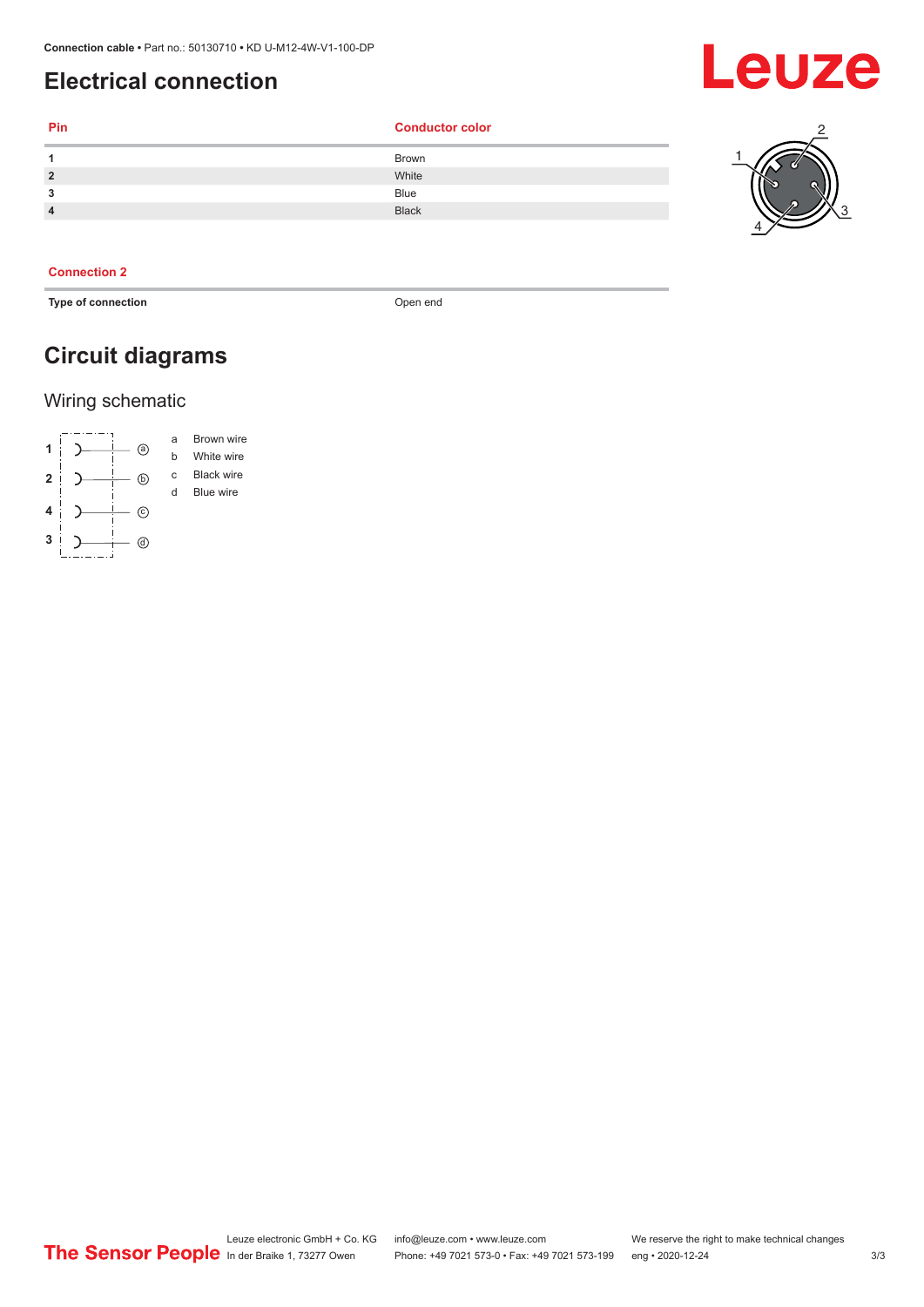## Electrical connection

| Pin | Conductor color |
|---|---|
| 1 | Brown |
| 2 | White |
| 3 | Blue |
| 4 | Black |

2
1
3
4

| Connection 2 | |
|---|---|
| Type of connection | Open end |

## Circuit diagrams

### Wiring schematic

1
2
4
3

a b c d

- a Brown wire
- b White wire
- c Black wire
- d Blue wire